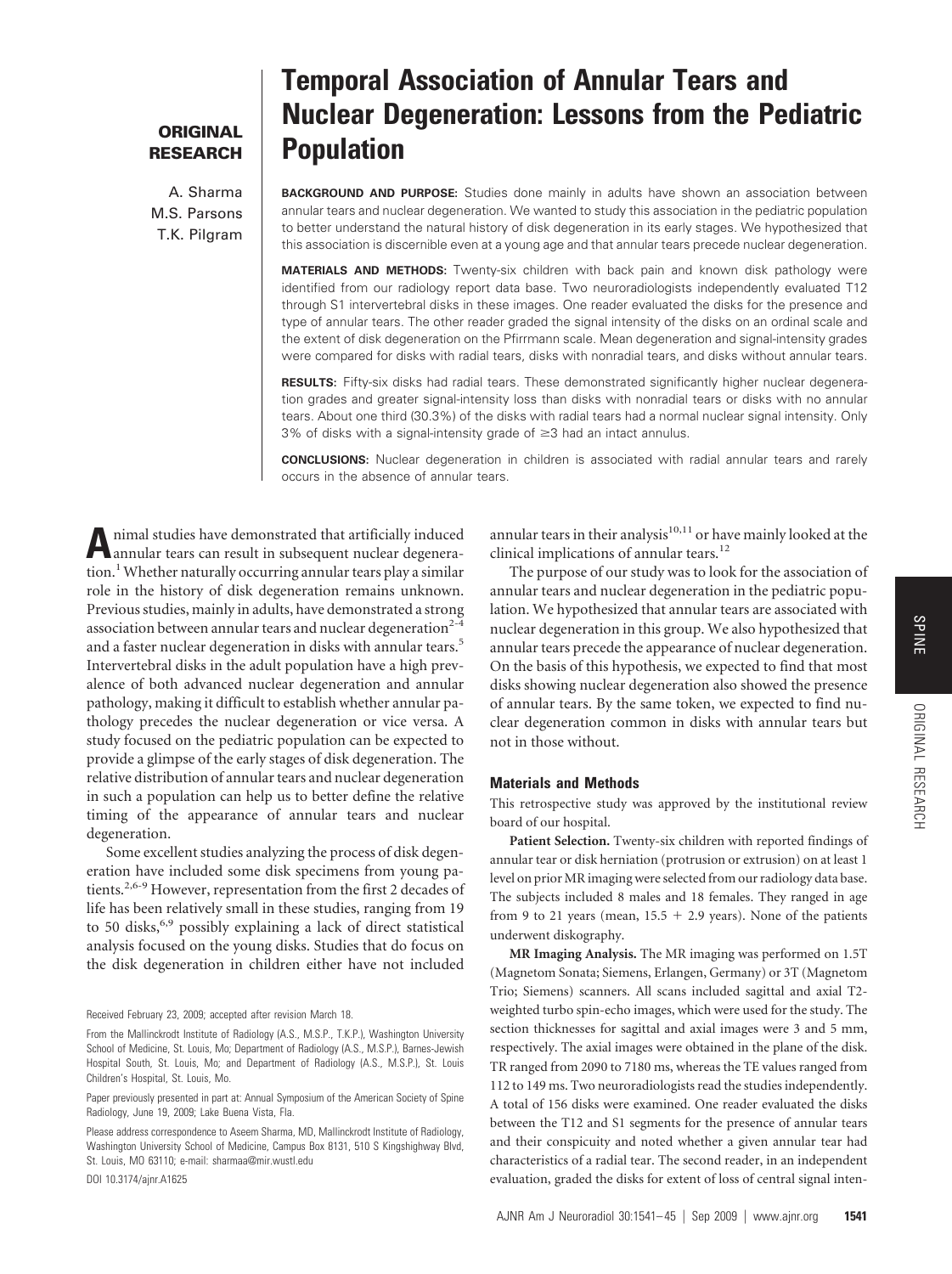**ORIGINAL RESEARCH**

# Temporal Association of Annular Tears and Nuclear Degeneration: Lessons from the Pediatric Population

A. Sharma
M.S. Parsons
T.K. Pilgram

**BACKGROUND AND PURPOSE:** Studies done mainly in adults have shown an association between annular tears and nuclear degeneration. We wanted to study this association in the pediatric population to better understand the natural history of disk degeneration in its early stages. We hypothesized that this association is discernible even at a young age and that annular tears precede nuclear degeneration.

**MATERIALS AND METHODS:** Twenty-six children with back pain and known disk pathology were identified from our radiology report data base. Two neuroradiologists independently evaluated T12 through S1 intervertebral disks in these images. One reader evaluated the disks for the presence and type of annular tears. The other reader graded the signal intensity of the disks on an ordinal scale and the extent of disk degeneration on the Pfirrmann scale. Mean degeneration and signal-intensity grades were compared for disks with radial tears, disks with nonradial tears, and disks without annular tears.

**RESULTS:** Fifty-six disks had radial tears. These demonstrated significantly higher nuclear degeneration grades and greater signal-intensity loss than disks with nonradial tears or disks with no annular tears. About one third (30.3%) of the disks with radial tears had a normal nuclear signal intensity. Only 3% of disks with a signal-intensity grade of ≥3 had an intact annulus.

**CONCLUSIONS:** Nuclear degeneration in children is associated with radial annular tears and rarely occurs in the absence of annular tears.

Animal studies have demonstrated that artificially induced annular tears can result in subsequent nuclear degeneration.[1] Whether naturally occurring annular tears play a similar role in the history of disk degeneration remains unknown. Previous studies, mainly in adults, have demonstrated a strong association between annular tears and nuclear degeneration[2-4] and a faster nuclear degeneration in disks with annular tears.[5] Intervertebral disks in the adult population have a high prevalence of both advanced nuclear degeneration and annular pathology, making it difficult to establish whether annular pathology precedes the nuclear degeneration or vice versa. A study focused on the pediatric population can be expected to provide a glimpse of the early stages of disk degeneration. The relative distribution of annular tears and nuclear degeneration in such a population can help us to better define the relative timing of the appearance of annular tears and nuclear degeneration.

Some excellent studies analyzing the process of disk degeneration have included some disk specimens from young patients.[2,6-9] However, representation from the first 2 decades of life has been relatively small in these studies, ranging from 19 to 50 disks,[6,9] possibly explaining a lack of direct statistical analysis focused on the young disks. Studies that do focus on the disk degeneration in children either have not included annular tears in their analysis[10,11] or have mainly looked at the clinical implications of annular tears.[12]

The purpose of our study was to look for the association of annular tears and nuclear degeneration in the pediatric population. We hypothesized that annular tears are associated with nuclear degeneration in this group. We also hypothesized that annular tears precede the appearance of nuclear degeneration. On the basis of this hypothesis, we expected to find that most disks showing nuclear degeneration also showed the presence of annular tears. By the same token, we expected to find nuclear degeneration common in disks with annular tears but not in those without.

Received February 23, 2009; accepted after revision March 18.

From the Mallinckrodt Institute of Radiology (A.S., M.S.P., T.K.P.), Washington University School of Medicine, St. Louis, Mo; Department of Radiology (A.S., M.S.P.), Barnes-Jewish Hospital South, St. Louis, Mo; and Department of Radiology (A.S., M.S.P.), St. Louis Children's Hospital, St. Louis, Mo.

Paper previously presented in part at: Annual Symposium of the American Society of Spine Radiology, June 19, 2009; Lake Buena Vista, Fla.

Please address correspondence to Aseem Sharma, MD, Mallinckrodt Institute of Radiology, Washington University School of Medicine, Campus Box 8131, 510 S Kingshighway Blvd, St. Louis, MO 63110; e-mail: sharmaa@mir.wustl.edu

DOI 10.3174/ajnr.A1625

## Materials and Methods

This retrospective study was approved by the institutional review board of our hospital.

**Patient Selection.** Twenty-six children with reported findings of annular tear or disk herniation (protrusion or extrusion) on at least 1 level on prior MR imaging were selected from our radiology data base. The subjects included 8 males and 18 females. They ranged in age from 9 to 21 years (mean, 15.5 + 2.9 years). None of the patients underwent diskography.

**MR Imaging Analysis.** The MR imaging was performed on 1.5T (Magnetom Sonata; Siemens, Erlangen, Germany) or 3T (Magnetom Trio; Siemens) scanners. All scans included sagittal and axial T2-weighted turbo spin-echo images, which were used for the study. The section thicknesses for sagittal and axial images were 3 and 5 mm, respectively. The axial images were obtained in the plane of the disk. TR ranged from 2090 to 7180 ms, whereas the TE values ranged from 112 to 149 ms. Two neuroradiologists read the studies independently. A total of 156 disks were examined. One reader evaluated the disks between the T12 and S1 segments for the presence of annular tears and their conspicuity and noted whether a given annular tear had characteristics of a radial tear. The second reader, in an independent evaluation, graded the disks for extent of loss of central signal inten-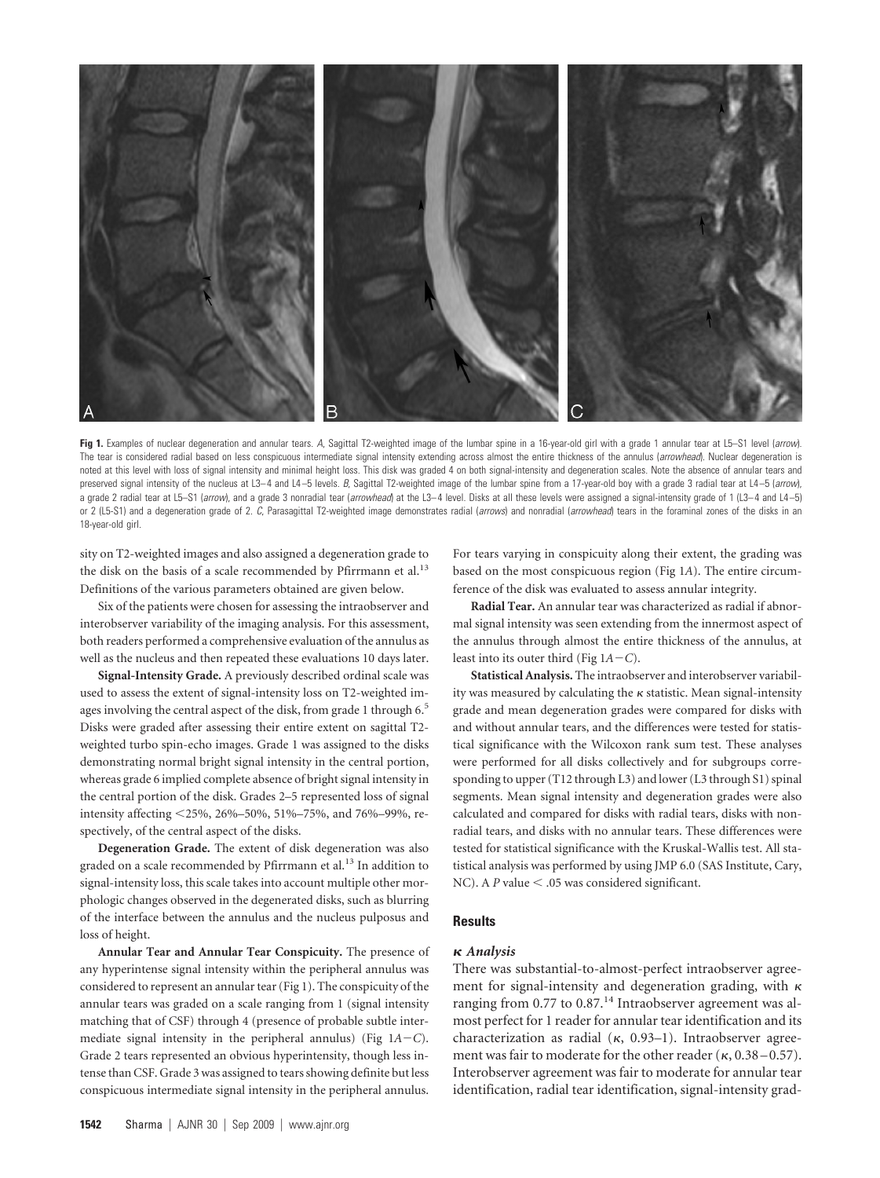**Fig 1.** Examples of nuclear degeneration and annular tears. *A*, Sagittal T2-weighted image of the lumbar spine in a 16-year-old girl with a grade 1 annular tear at L5–S1 level (*arrow*). The tear is considered radial based on less conspicuous intermediate signal intensity extending across almost the entire thickness of the annulus (*arrowhead*). Nuclear degeneration is noted at this level with loss of signal intensity and minimal height loss. This disk was graded 4 on both signal-intensity and degeneration scales. Note the absence of annular tears and preserved signal intensity of the nucleus at L3–4 and L4–5 levels. *B*, Sagittal T2-weighted image of the lumbar spine from a 17-year-old boy with a grade 3 radial tear at L4–5 (*arrow*), a grade 2 radial tear at L5–S1 (*arrow*), and a grade 3 nonradial tear (*arrowhead*) at the L3–4 level. Disks at all these levels were assigned a signal-intensity grade of 1 (L3–4 and L4–5) or 2 (L5-S1) and a degeneration grade of 2. *C*, Parasagittal T2-weighted image demonstrates radial (*arrows*) and nonradial (*arrowhead*) tears in the foraminal zones of the disks in an 18-year-old girl.

sity on T2-weighted images and also assigned a degeneration grade to the disk on the basis of a scale recommended by Pfirrmann et al.[13] Definitions of the various parameters obtained are given below.

Six of the patients were chosen for assessing the intraobserver and interobserver variability of the imaging analysis. For this assessment, both readers performed a comprehensive evaluation of the annulus as well as the nucleus and then repeated these evaluations 10 days later.

**Signal-Intensity Grade.** A previously described ordinal scale was used to assess the extent of signal-intensity loss on T2-weighted images involving the central aspect of the disk, from grade 1 through 6.[5] Disks were graded after assessing their entire extent on sagittal T2-weighted turbo spin-echo images. Grade 1 was assigned to the disks demonstrating normal bright signal intensity in the central portion, whereas grade 6 implied complete absence of bright signal intensity in the central portion of the disk. Grades 2–5 represented loss of signal intensity affecting <25%, 26%–50%, 51%–75%, and 76%–99%, respectively, of the central aspect of the disks.

**Degeneration Grade.** The extent of disk degeneration was also graded on a scale recommended by Pfirrmann et al.[13] In addition to signal-intensity loss, this scale takes into account multiple other morphologic changes observed in the degenerated disks, such as blurring of the interface between the annulus and the nucleus pulposus and loss of height.

**Annular Tear and Annular Tear Conspicuity.** The presence of any hyperintense signal intensity within the peripheral annulus was considered to represent an annular tear (Fig 1). The conspicuity of the annular tears was graded on a scale ranging from 1 (signal intensity matching that of CSF) through 4 (presence of probable subtle intermediate signal intensity in the peripheral annulus) (Fig 1*A*–*C*). Grade 2 tears represented an obvious hyperintensity, though less intense than CSF. Grade 3 was assigned to tears showing definite but less conspicuous intermediate signal intensity in the peripheral annulus. For tears varying in conspicuity along their extent, the grading was based on the most conspicuous region (Fig 1*A*). The entire circumference of the disk was evaluated to assess annular integrity.

**Radial Tear.** An annular tear was characterized as radial if abnormal signal intensity was seen extending from the innermost aspect of the annulus through almost the entire thickness of the annulus, at least into its outer third (Fig 1*A*–*C*).

**Statistical Analysis.** The intraobserver and interobserver variability was measured by calculating the $\kappa$ statistic. Mean signal-intensity grade and mean degeneration grades were compared for disks with and without annular tears, and the differences were tested for statistical significance with the Wilcoxon rank sum test. These analyses were performed for all disks collectively and for subgroups corresponding to upper (T12 through L3) and lower (L3 through S1) spinal segments. Mean signal intensity and degeneration grades were also calculated and compared for disks with radial tears, disks with nonradial tears, and disks with no annular tears. These differences were tested for statistical significance with the Kruskal-Wallis test. All statistical analysis was performed by using JMP 6.0 (SAS Institute, Cary, NC). A $P$ value $< .05$ was considered significant.

## Results

### $\kappa$ *Analysis*

There was substantial-to-almost-perfect intraobserver agreement for signal-intensity and degeneration grading, with $\kappa$ ranging from 0.77 to 0.87.[14] Intraobserver agreement was almost perfect for 1 reader for annular tear identification and its characterization as radial ($\kappa$, 0.93–1). Intraobserver agreement was fair to moderate for the other reader ($\kappa$, 0.38–0.57). Interobserver agreement was fair to moderate for annular tear identification, radial tear identification, signal-intensity grad-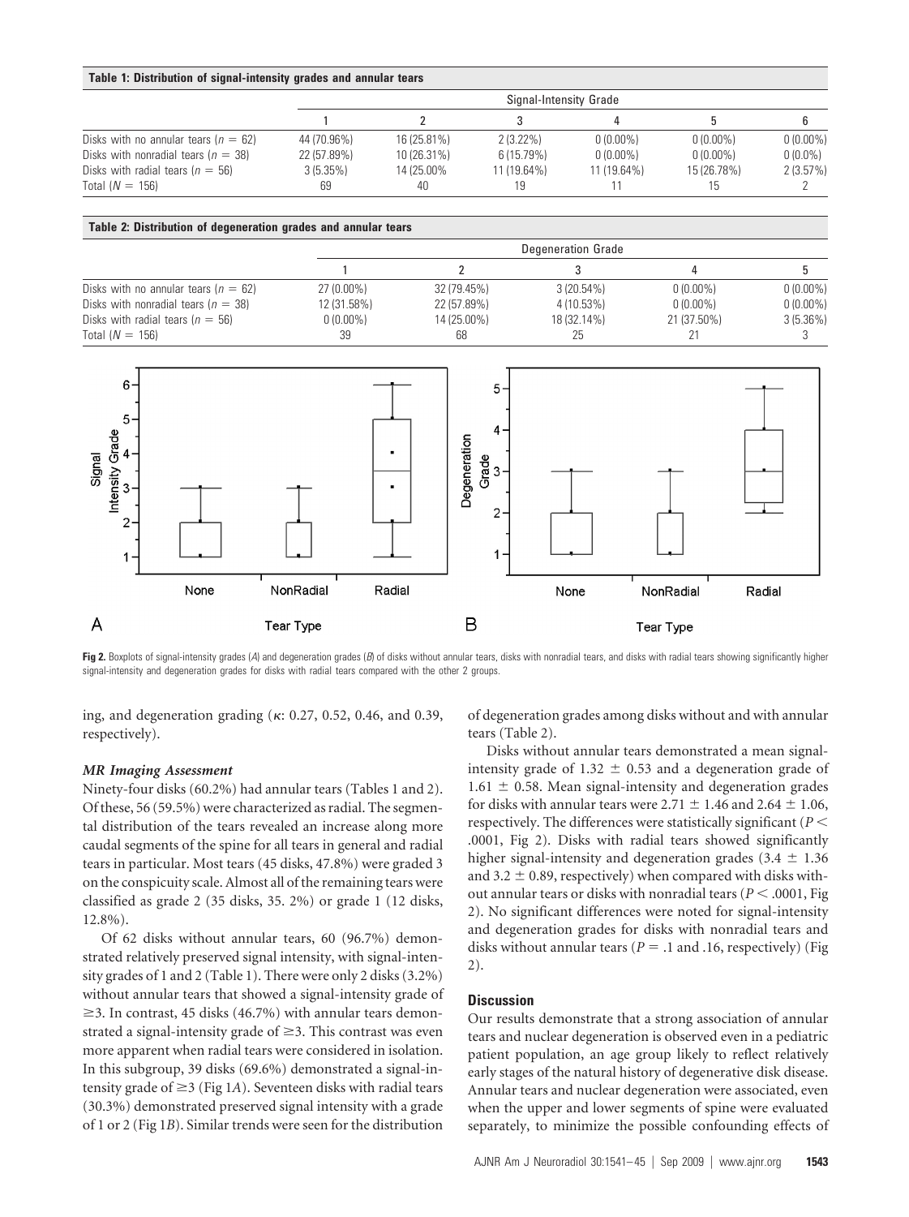**Table 1: Distribution of signal-intensity grades and annular tears**

| | Signal-Intensity Grade | | | | | |
|---|---|---|---|---|---|---|
| | 1 | 2 | 3 | 4 | 5 | 6 |
| Disks with no annular tears ($n = 62$) | 44 (70.96%) | 16 (25.81%) | 2 (3.22%) | 0 (0.00%) | 0 (0.00%) | 0 (0.00%) |
| Disks with nonradial tears ($n = 38$) | 22 (57.89%) | 10 (26.31%) | 6 (15.79%) | 0 (0.00%) | 0 (0.00%) | 0 (0.0%) |
| Disks with radial tears ($n = 56$) | 3 (5.35%) | 14 (25.00% | 11 (19.64%) | 11 (19.64%) | 15 (26.78%) | 2 (3.57%) |
| Total ($N = 156$) | 69 | 40 | 19 | 11 | 15 | 2 |

**Table 2: Distribution of degeneration grades and annular tears**

| | Degeneration Grade | | | | |
|---|---|---|---|---|---|
| | 1 | 2 | 3 | 4 | 5 |
| Disks with no annular tears ($n = 62$) | 27 (0.00%) | 32 (79.45%) | 3 (20.54%) | 0 (0.00%) | 0 (0.00%) |
| Disks with nonradial tears ($n = 38$) | 12 (31.58%) | 22 (57.89%) | 4 (10.53%) | 0 (0.00%) | 0 (0.00%) |
| Disks with radial tears ($n = 56$) | 0 (0.00%) | 14 (25.00%) | 18 (32.14%) | 21 (37.50%) | 3 (5.36%) |
| Total ($N = 156$) | 39 | 68 | 25 | 21 | 3 |

**Fig 2.** Boxplots of signal-intensity grades (*A*) and degeneration grades (*B*) of disks without annular tears, disks with nonradial tears, and disks with radial tears showing significantly higher signal-intensity and degeneration grades for disks with radial tears compared with the other 2 groups.

ing, and degeneration grading (κ: 0.27, 0.52, 0.46, and 0.39, respectively).

### *MR Imaging Assessment*

Ninety-four disks (60.2%) had annular tears (Tables 1 and 2). Of these, 56 (59.5%) were characterized as radial. The segmental distribution of the tears revealed an increase along more caudal segments of the spine for all tears in general and radial tears in particular. Most tears (45 disks, 47.8%) were graded 3 on the conspicuity scale. Almost all of the remaining tears were classified as grade 2 (35 disks, 35. 2%) or grade 1 (12 disks, 12.8%).

Of 62 disks without annular tears, 60 (96.7%) demonstrated relatively preserved signal intensity, with signal-intensity grades of 1 and 2 (Table 1). There were only 2 disks (3.2%) without annular tears that showed a signal-intensity grade of $\geq 3$. In contrast, 45 disks (46.7%) with annular tears demonstrated a signal-intensity grade of $\geq 3$. This contrast was even more apparent when radial tears were considered in isolation. In this subgroup, 39 disks (69.6%) demonstrated a signal-intensity grade of $\geq 3$ (Fig 1*A*). Seventeen disks with radial tears (30.3%) demonstrated preserved signal intensity with a grade of 1 or 2 (Fig 1*B*). Similar trends were seen for the distribution of degeneration grades among disks without and with annular tears (Table 2).

Disks without annular tears demonstrated a mean signal-intensity grade of $1.32 \pm 0.53$ and a degeneration grade of $1.61 \pm 0.58$. Mean signal-intensity and degeneration grades for disks with annular tears were $2.71 \pm 1.46$ and $2.64 \pm 1.06$, respectively. The differences were statistically significant ($P <$ .0001, Fig 2). Disks with radial tears showed significantly higher signal-intensity and degeneration grades ($3.4 \pm 1.36$ and $3.2 \pm 0.89$, respectively) when compared with disks without annular tears or disks with nonradial tears ($P < .0001$, Fig 2). No significant differences were noted for signal-intensity and degeneration grades for disks with nonradial tears and disks without annular tears ($P = .1$ and .16, respectively) (Fig 2).

## Discussion

Our results demonstrate that a strong association of annular tears and nuclear degeneration is observed even in a pediatric patient population, an age group likely to reflect relatively early stages of the natural history of degenerative disk disease. Annular tears and nuclear degeneration were associated, even when the upper and lower segments of spine were evaluated separately, to minimize the possible confounding effects of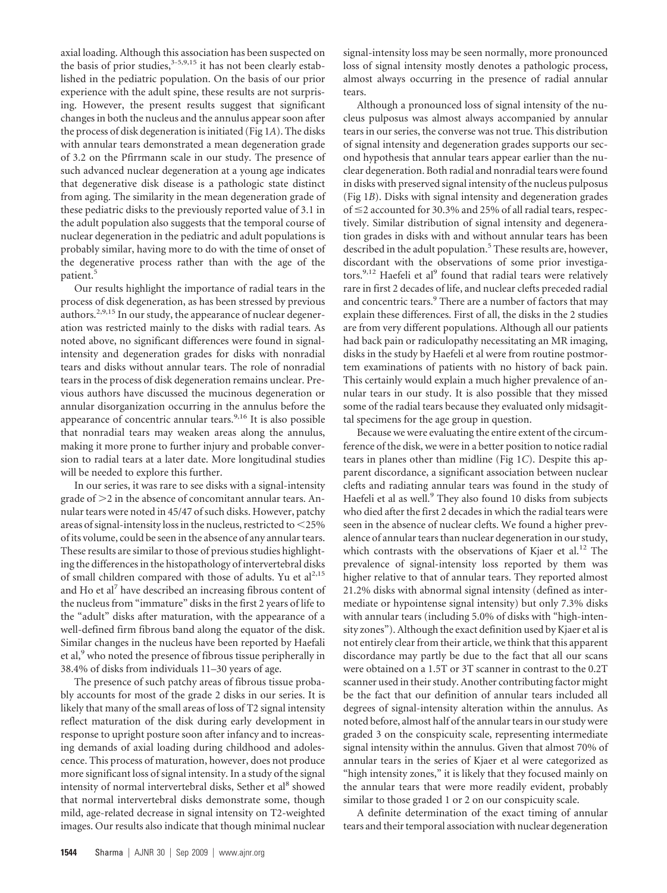axial loading. Although this association has been suspected on the basis of prior studies,[3–5,9,15] it has not been clearly established in the pediatric population. On the basis of our prior experience with the adult spine, these results are not surprising. However, the present results suggest that significant changes in both the nucleus and the annulus appear soon after the process of disk degeneration is initiated (Fig 1*A*). The disks with annular tears demonstrated a mean degeneration grade of 3.2 on the Pfirrmann scale in our study. The presence of such advanced nuclear degeneration at a young age indicates that degenerative disk disease is a pathologic state distinct from aging. The similarity in the mean degeneration grade of these pediatric disks to the previously reported value of 3.1 in the adult population also suggests that the temporal course of nuclear degeneration in the pediatric and adult populations is probably similar, having more to do with the time of onset of the degenerative process rather than with the age of the patient.[5]

Our results highlight the importance of radial tears in the process of disk degeneration, as has been stressed by previous authors.[2,9,15] In our study, the appearance of nuclear degeneration was restricted mainly to the disks with radial tears. As noted above, no significant differences were found in signal-intensity and degeneration grades for disks with nonradial tears and disks without annular tears. The role of nonradial tears in the process of disk degeneration remains unclear. Previous authors have discussed the mucinous degeneration or annular disorganization occurring in the annulus before the appearance of concentric annular tears.[9,16] It is also possible that nonradial tears may weaken areas along the annulus, making it more prone to further injury and probable conversion to radial tears at a later date. More longitudinal studies will be needed to explore this further.

In our series, it was rare to see disks with a signal-intensity grade of >2 in the absence of concomitant annular tears. Annular tears were noted in 45/47 of such disks. However, patchy areas of signal-intensity loss in the nucleus, restricted to <25% of its volume, could be seen in the absence of any annular tears. These results are similar to those of previous studies highlighting the differences in the histopathology of intervertebral disks of small children compared with those of adults. Yu et al[2,15] and Ho et al[7] have described an increasing fibrous content of the nucleus from "immature" disks in the first 2 years of life to the "adult" disks after maturation, with the appearance of a well-defined firm fibrous band along the equator of the disk. Similar changes in the nucleus have been reported by Haefali et al,[9] who noted the presence of fibrous tissue peripherally in 38.4% of disks from individuals 11–30 years of age.

The presence of such patchy areas of fibrous tissue probably accounts for most of the grade 2 disks in our series. It is likely that many of the small areas of loss of T2 signal intensity reflect maturation of the disk during early development in response to upright posture soon after infancy and to increasing demands of axial loading during childhood and adolescence. This process of maturation, however, does not produce more significant loss of signal intensity. In a study of the signal intensity of normal intervertebral disks, Sether et al[8] showed that normal intervertebral disks demonstrate some, though mild, age-related decrease in signal intensity on T2-weighted images. Our results also indicate that though minimal nuclear signal-intensity loss may be seen normally, more pronounced loss of signal intensity mostly denotes a pathologic process, almost always occurring in the presence of radial annular tears.

Although a pronounced loss of signal intensity of the nucleus pulposus was almost always accompanied by annular tears in our series, the converse was not true. This distribution of signal intensity and degeneration grades supports our second hypothesis that annular tears appear earlier than the nuclear degeneration. Both radial and nonradial tears were found in disks with preserved signal intensity of the nucleus pulposus (Fig 1*B*). Disks with signal intensity and degeneration grades of ≤2 accounted for 30.3% and 25% of all radial tears, respectively. Similar distribution of signal intensity and degeneration grades in disks with and without annular tears has been described in the adult population.[5] These results are, however, discordant with the observations of some prior investigators.[9,12] Haefeli et al[9] found that radial tears were relatively rare in first 2 decades of life, and nuclear clefts preceded radial and concentric tears.[9] There are a number of factors that may explain these differences. First of all, the disks in the 2 studies are from very different populations. Although all our patients had back pain or radiculopathy necessitating an MR imaging, disks in the study by Haefeli et al were from routine postmortem examinations of patients with no history of back pain. This certainly would explain a much higher prevalence of annular tears in our study. It is also possible that they missed some of the radial tears because they evaluated only midsagittal specimens for the age group in question.

Because we were evaluating the entire extent of the circumference of the disk, we were in a better position to notice radial tears in planes other than midline (Fig 1*C*). Despite this apparent discordance, a significant association between nuclear clefts and radiating annular tears was found in the study of Haefeli et al as well.[9] They also found 10 disks from subjects who died after the first 2 decades in which the radial tears were seen in the absence of nuclear clefts. We found a higher prevalence of annular tears than nuclear degeneration in our study, which contrasts with the observations of Kjaer et al.[12] The prevalence of signal-intensity loss reported by them was higher relative to that of annular tears. They reported almost 21.2% disks with abnormal signal intensity (defined as intermediate or hypointense signal intensity) but only 7.3% disks with annular tears (including 5.0% of disks with "high-intensity zones"). Although the exact definition used by Kjaer et al is not entirely clear from their article, we think that this apparent discordance may partly be due to the fact that all our scans were obtained on a 1.5T or 3T scanner in contrast to the 0.2T scanner used in their study. Another contributing factor might be the fact that our definition of annular tears included all degrees of signal-intensity alteration within the annulus. As noted before, almost half of the annular tears in our study were graded 3 on the conspicuity scale, representing intermediate signal intensity within the annulus. Given that almost 70% of annular tears in the series of Kjaer et al were categorized as "high intensity zones," it is likely that they focused mainly on the annular tears that were more readily evident, probably similar to those graded 1 or 2 on our conspicuity scale.

A definite determination of the exact timing of annular tears and their temporal association with nuclear degeneration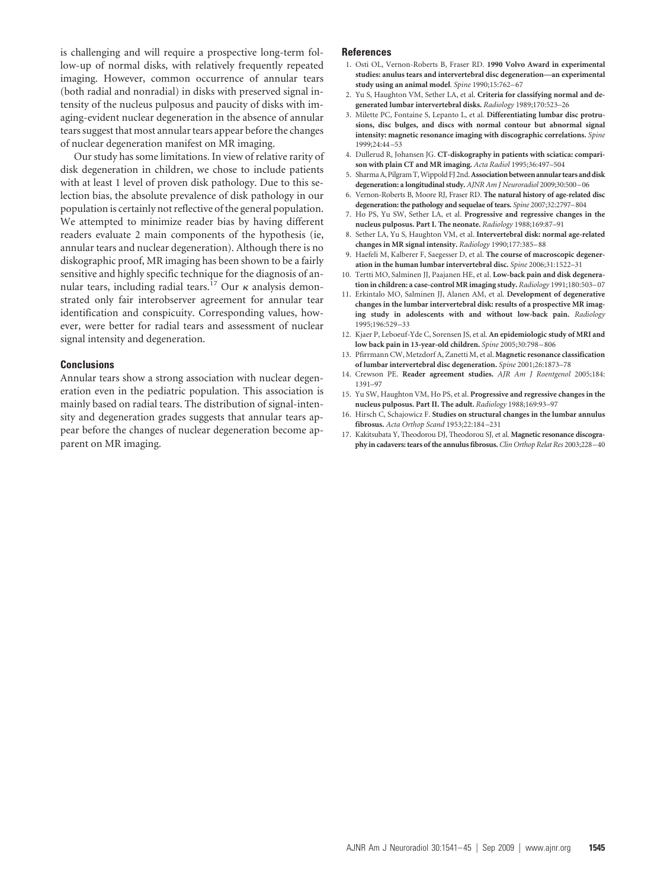is challenging and will require a prospective long-term follow-up of normal disks, with relatively frequently repeated imaging. However, common occurrence of annular tears (both radial and nonradial) in disks with preserved signal intensity of the nucleus pulposus and paucity of disks with imaging-evident nuclear degeneration in the absence of annular tears suggest that most annular tears appear before the changes of nuclear degeneration manifest on MR imaging.

Our study has some limitations. In view of relative rarity of disk degeneration in children, we chose to include patients with at least 1 level of proven disk pathology. Due to this selection bias, the absolute prevalence of disk pathology in our population is certainly not reflective of the general population. We attempted to minimize reader bias by having different readers evaluate 2 main components of the hypothesis (ie, annular tears and nuclear degeneration). Although there is no diskographic proof, MR imaging has been shown to be a fairly sensitive and highly specific technique for the diagnosis of annular tears, including radial tears.[17] Our $\kappa$ analysis demonstrated only fair interobserver agreement for annular tear identification and conspicuity. Corresponding values, however, were better for radial tears and assessment of nuclear signal intensity and degeneration.

## Conclusions

Annular tears show a strong association with nuclear degeneration even in the pediatric population. This association is mainly based on radial tears. The distribution of signal-intensity and degeneration grades suggests that annular tears appear before the changes of nuclear degeneration become apparent on MR imaging.

## References

1. Osti OL, Vernon-Roberts B, Fraser RD. **1990 Volvo Award in experimental studies: anulus tears and intervertebral disc degeneration—an experimental study using an animal model**. *Spine* 1990;15:762–67
2. Yu S, Haughton VM, Sether LA, et al. **Criteria for classifying normal and degenerated lumbar intervertebral disks.** *Radiology* 1989;170:523–26
3. Milette PC, Fontaine S, Lepanto L, et al. **Differentiating lumbar disc protrusions, disc bulges, and discs with normal contour but abnormal signal intensity: magnetic resonance imaging with discographic correlations.** *Spine* 1999;24:44–53
4. Dullerud R, Johansen JG. **CT-diskography in patients with sciatica: comparison with plain CT and MR imaging.** *Acta Radiol* 1995;36:497–504
5. Sharma A, Pilgram T, Wippold FJ 2nd. **Association between annular tears and disk degeneration: a longitudinal study.** *AJNR Am J Neuroradiol* 2009;30:500–06
6. Vernon-Roberts B, Moore RJ, Fraser RD. **The natural history of age-related disc degeneration: the pathology and sequelae of tears.** *Spine* 2007;32:2797–804
7. Ho PS, Yu SW, Sether LA, et al. **Progressive and regressive changes in the nucleus pulposus. Part I. The neonate.** *Radiology* 1988;169:87–91
8. Sether LA, Yu S, Haughton VM, et al. **Intervertebral disk: normal age-related changes in MR signal intensity.** *Radiology* 1990;177:385–88
9. Haefeli M, Kalberer F, Saegesser D, et al. **The course of macroscopic degeneration in the human lumbar intervertebral disc.** *Spine* 2006;31:1522–31
10. Tertti MO, Salminen JJ, Paajanen HE, et al. **Low-back pain and disk degeneration in children: a case-control MR imaging study.** *Radiology* 1991;180:503–07
11. Erkintalo MO, Salminen JJ, Alanen AM, et al. **Development of degenerative changes in the lumbar intervertebral disk: results of a prospective MR imaging study in adolescents with and without low-back pain.** *Radiology* 1995;196:529–33
12. Kjaer P, Leboeuf-Yde C, Sorensen JS, et al. **An epidemiologic study of MRI and low back pain in 13-year-old children.** *Spine* 2005;30:798–806
13. Pfirrmann CW, Metzdorf A, Zanetti M, et al. **Magnetic resonance classification of lumbar intervertebral disc degeneration.** *Spine* 2001;26:1873–78
14. Crewson PE. **Reader agreement studies.** *AJR Am J Roentgenol* 2005;184:1391–97
15. Yu SW, Haughton VM, Ho PS, et al. **Progressive and regressive changes in the nucleus pulposus. Part II. The adult.** *Radiology* 1988;169:93–97
16. Hirsch C, Schajowicz F. **Studies on structural changes in the lumbar annulus fibrosus.** *Acta Orthop Scand* 1953;22:184–231
17. Kakitsubata Y, Theodorou DJ, Theodorou SJ, et al. **Magnetic resonance discography in cadavers: tears of the annulus fibrosus.** *Clin Orthop Relat Res* 2003;228–40